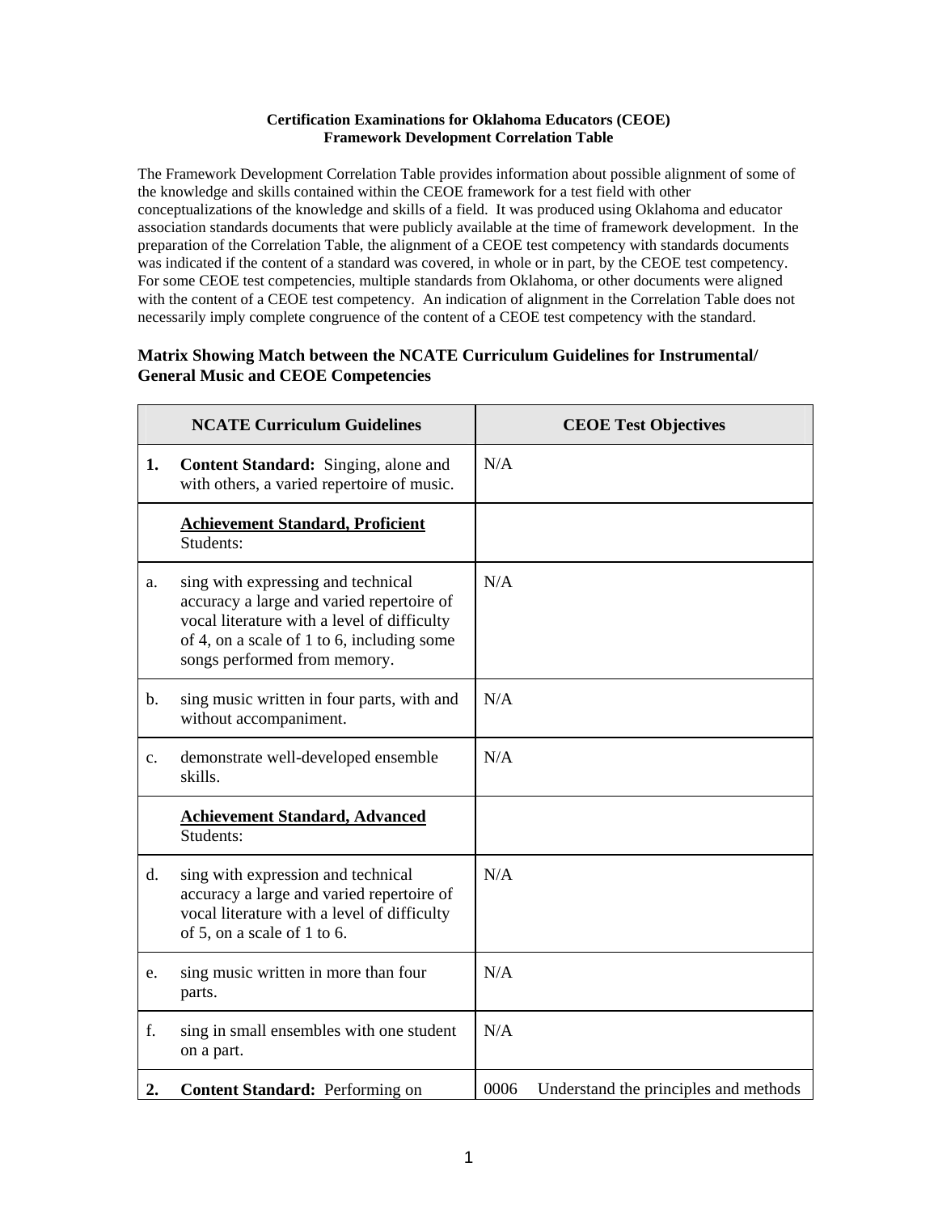**Certification Examinations for Oklahoma Educators (CEOE)**
**Framework Development Correlation Table**

The Framework Development Correlation Table provides information about possible alignment of some of the knowledge and skills contained within the CEOE framework for a test field with other conceptualizations of the knowledge and skills of a field. It was produced using Oklahoma and educator association standards documents that were publicly available at the time of framework development. In the preparation of the Correlation Table, the alignment of a CEOE test competency with standards documents was indicated if the content of a standard was covered, in whole or in part, by the CEOE test competency. For some CEOE test competencies, multiple standards from Oklahoma, or other documents were aligned with the content of a CEOE test competency. An indication of alignment in the Correlation Table does not necessarily imply complete congruence of the content of a CEOE test competency with the standard.

## Matrix Showing Match between the NCATE Curriculum Guidelines for Instrumental/ General Music and CEOE Competencies

| | NCATE Curriculum Guidelines | CEOE Test Objectives |
|---|---|---|
| **1.** | **Content Standard:** Singing, alone and with others, a varied repertoire of music. | N/A |
| | **<u>Achievement Standard, Proficient</u>** Students: | |
| a. | sing with expressing and technical accuracy a large and varied repertoire of vocal literature with a level of difficulty of 4, on a scale of 1 to 6, including some songs performed from memory. | N/A |
| b. | sing music written in four parts, with and without accompaniment. | N/A |
| c. | demonstrate well-developed ensemble skills. | N/A |
| | **<u>Achievement Standard, Advanced</u>** Students: | |
| d. | sing with expression and technical accuracy a large and varied repertoire of vocal literature with a level of difficulty of 5, on a scale of 1 to 6. | N/A |
| e. | sing music written in more than four parts. | N/A |
| f. | sing in small ensembles with one student on a part. | N/A |
| **2.** | **Content Standard:** Performing on | 0006 Understand the principles and methods |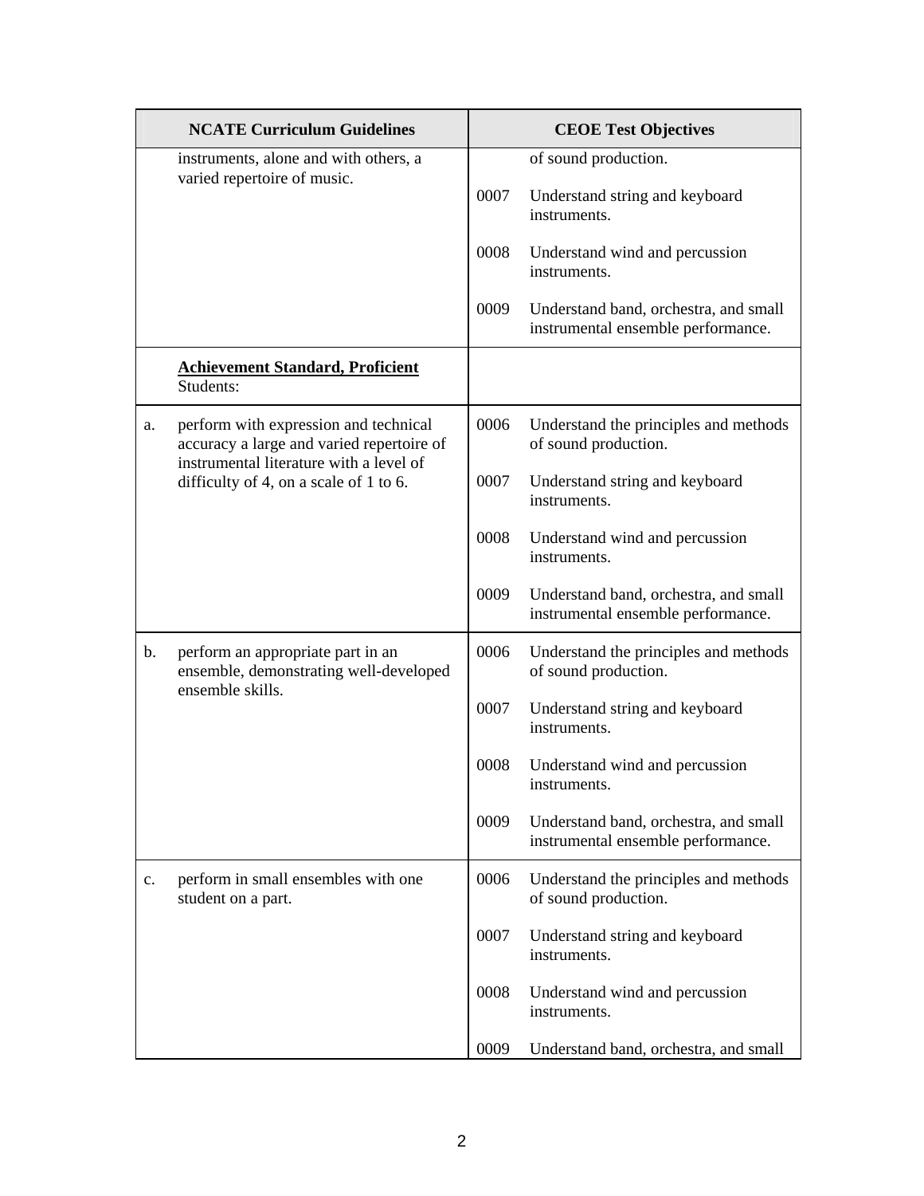| NCATE Curriculum Guidelines | CEOE Test Objectives |
| --- | --- |
| instruments, alone and with others, a varied repertoire of music. | of sound production.<br><br>0007 Understand string and keyboard instruments.<br><br>0008 Understand wind and percussion instruments.<br><br>0009 Understand band, orchestra, and small instrumental ensemble performance. |
| **<u>Achievement Standard, Proficient</u>**<br>Students: | |
| a. perform with expression and technical accuracy a large and varied repertoire of instrumental literature with a level of difficulty of 4, on a scale of 1 to 6. | 0006 Understand the principles and methods of sound production.<br><br>0007 Understand string and keyboard instruments.<br><br>0008 Understand wind and percussion instruments.<br><br>0009 Understand band, orchestra, and small instrumental ensemble performance. |
| b. perform an appropriate part in an ensemble, demonstrating well-developed ensemble skills. | 0006 Understand the principles and methods of sound production.<br><br>0007 Understand string and keyboard instruments.<br><br>0008 Understand wind and percussion instruments.<br><br>0009 Understand band, orchestra, and small instrumental ensemble performance. |
| c. perform in small ensembles with one student on a part. | 0006 Understand the principles and methods of sound production.<br><br>0007 Understand string and keyboard instruments.<br><br>0008 Understand wind and percussion instruments.<br><br>0009 Understand band, orchestra, and small |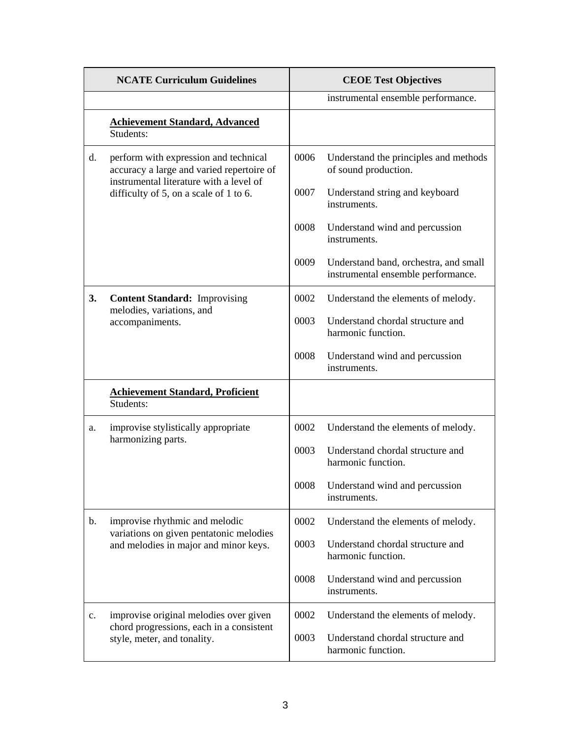| | NCATE Curriculum Guidelines | | CEOE Test Objectives |
|---|---|---|---|
| | | | instrumental ensemble performance. |
| | **Achievement Standard, Advanced**<br>Students: | | |
| d. | perform with expression and technical accuracy a large and varied repertoire of instrumental literature with a level of difficulty of 5, on a scale of 1 to 6. | 0006<br><br>0007<br><br>0008<br><br>0009 | Understand the principles and methods of sound production.<br><br>Understand string and keyboard instruments.<br><br>Understand wind and percussion instruments.<br><br>Understand band, orchestra, and small instrumental ensemble performance. |
| **3.** | **Content Standard:** Improvising melodies, variations, and accompaniments. | 0002<br><br>0003<br><br>0008 | Understand the elements of melody.<br><br>Understand chordal structure and harmonic function.<br><br>Understand wind and percussion instruments. |
| | **Achievement Standard, Proficient**<br>Students: | | |
| a. | improvise stylistically appropriate harmonizing parts. | 0002<br><br>0003<br><br>0008 | Understand the elements of melody.<br><br>Understand chordal structure and harmonic function.<br><br>Understand wind and percussion instruments. |
| b. | improvise rhythmic and melodic variations on given pentatonic melodies and melodies in major and minor keys. | 0002<br><br>0003<br><br>0008 | Understand the elements of melody.<br><br>Understand chordal structure and harmonic function.<br><br>Understand wind and percussion instruments. |
| c. | improvise original melodies over given chord progressions, each in a consistent style, meter, and tonality. | 0002<br><br>0003 | Understand the elements of melody.<br><br>Understand chordal structure and harmonic function. |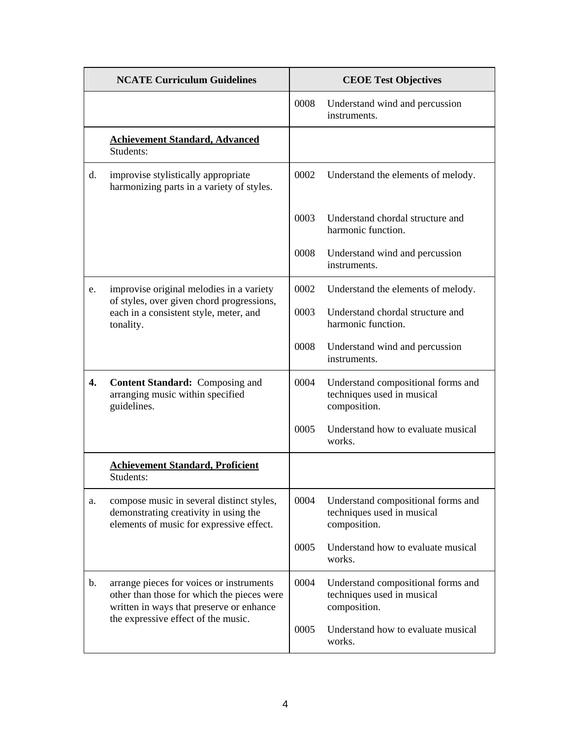| | NCATE Curriculum Guidelines | | CEOE Test Objectives |
|---|---|---|---|
| | | 0008 | Understand wind and percussion instruments. |
| | **Achievement Standard, Advanced** Students: | | |
| d. | improvise stylistically appropriate harmonizing parts in a variety of styles. | 0002 | Understand the elements of melody. |
| | | 0003 | Understand chordal structure and harmonic function. |
| | | 0008 | Understand wind and percussion instruments. |
| e. | improvise original melodies in a variety of styles, over given chord progressions, each in a consistent style, meter, and tonality. | 0002 | Understand the elements of melody. |
| | | 0003 | Understand chordal structure and harmonic function. |
| | | 0008 | Understand wind and percussion instruments. |
| **4.** | **Content Standard:** Composing and arranging music within specified guidelines. | 0004 | Understand compositional forms and techniques used in musical composition. |
| | | 0005 | Understand how to evaluate musical works. |
| | **Achievement Standard, Proficient** Students: | | |
| a. | compose music in several distinct styles, demonstrating creativity in using the elements of music for expressive effect. | 0004 | Understand compositional forms and techniques used in musical composition. |
| | | 0005 | Understand how to evaluate musical works. |
| b. | arrange pieces for voices or instruments other than those for which the pieces were written in ways that preserve or enhance the expressive effect of the music. | 0004 | Understand compositional forms and techniques used in musical composition. |
| | | 0005 | Understand how to evaluate musical works. |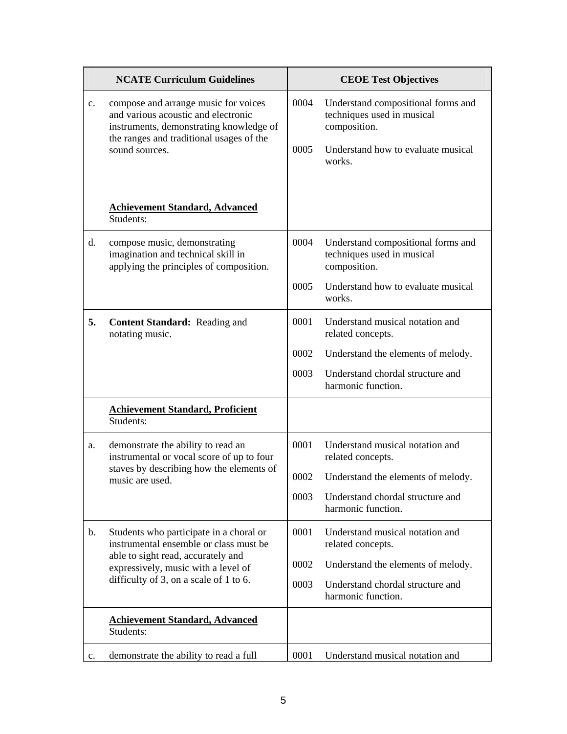| NCATE Curriculum Guidelines | CEOE Test Objectives |
| --- | --- |
| c. compose and arrange music for voices and various acoustic and electronic instruments, demonstrating knowledge of the ranges and traditional usages of the sound sources. | 0004 Understand compositional forms and techniques used in musical composition.<br><br>0005 Understand how to evaluate musical works. |
| **Achievement Standard, Advanced**<br>Students: | |
| d. compose music, demonstrating imagination and technical skill in applying the principles of composition. | 0004 Understand compositional forms and techniques used in musical composition.<br><br>0005 Understand how to evaluate musical works. |
| **5. Content Standard:** Reading and notating music. | 0001 Understand musical notation and related concepts.<br><br>0002 Understand the elements of melody.<br><br>0003 Understand chordal structure and harmonic function. |
| **Achievement Standard, Proficient**<br>Students: | |
| a. demonstrate the ability to read an instrumental or vocal score of up to four staves by describing how the elements of music are used. | 0001 Understand musical notation and related concepts.<br><br>0002 Understand the elements of melody.<br><br>0003 Understand chordal structure and harmonic function. |
| b. Students who participate in a choral or instrumental ensemble or class must be able to sight read, accurately and expressively, music with a level of difficulty of 3, on a scale of 1 to 6. | 0001 Understand musical notation and related concepts.<br><br>0002 Understand the elements of melody.<br><br>0003 Understand chordal structure and harmonic function. |
| **Achievement Standard, Advanced**<br>Students: | |
| c. demonstrate the ability to read a full | 0001 Understand musical notation and |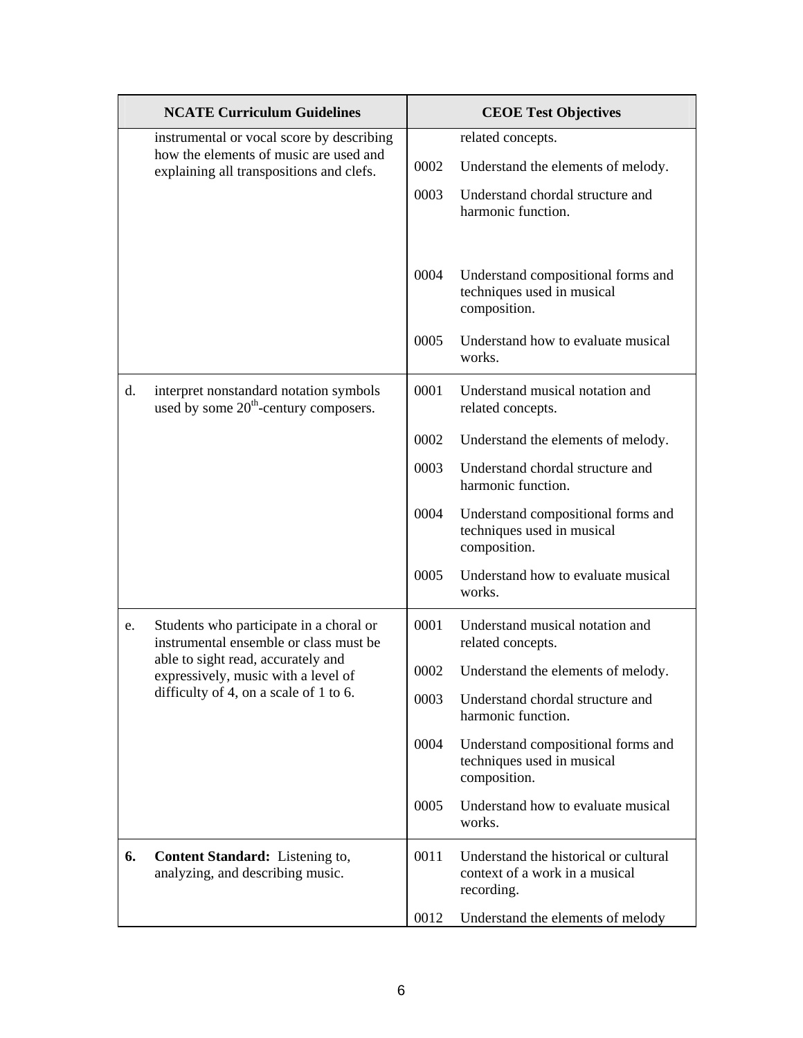| NCATE Curriculum Guidelines | | CEOE Test Objectives | |
|---|---|---|---|
| | instrumental or vocal score by describing how the elements of music are used and explaining all transpositions and clefs. | | related concepts. |
| | | 0002 | Understand the elements of melody. |
| | | 0003 | Understand chordal structure and harmonic function. |
| | | 0004 | Understand compositional forms and techniques used in musical composition. |
| | | 0005 | Understand how to evaluate musical works. |
| d. | interpret nonstandard notation symbols used by some 20th-century composers. | 0001 | Understand musical notation and related concepts. |
| | | 0002 | Understand the elements of melody. |
| | | 0003 | Understand chordal structure and harmonic function. |
| | | 0004 | Understand compositional forms and techniques used in musical composition. |
| | | 0005 | Understand how to evaluate musical works. |
| e. | Students who participate in a choral or instrumental ensemble or class must be able to sight read, accurately and expressively, music with a level of difficulty of 4, on a scale of 1 to 6. | 0001 | Understand musical notation and related concepts. |
| | | 0002 | Understand the elements of melody. |
| | | 0003 | Understand chordal structure and harmonic function. |
| | | 0004 | Understand compositional forms and techniques used in musical composition. |
| | | 0005 | Understand how to evaluate musical works. |
| **6.** | **Content Standard:** Listening to, analyzing, and describing music. | 0011 | Understand the historical or cultural context of a work in a musical recording. |
| | | 0012 | Understand the elements of melody |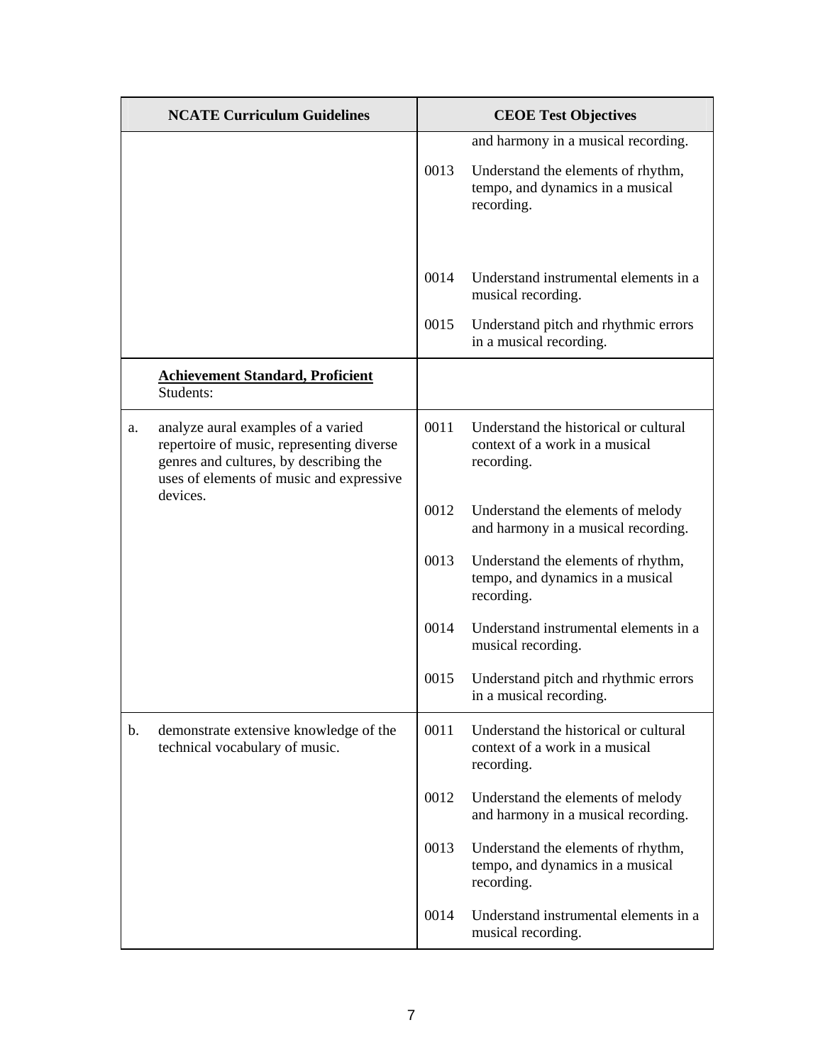| NCATE Curriculum Guidelines | CEOE Test Objectives |
|---|---|
| | and harmony in a musical recording.<br><br>0013 Understand the elements of rhythm, tempo, and dynamics in a musical recording.<br><br>0014 Understand instrumental elements in a musical recording.<br><br>0015 Understand pitch and rhythmic errors in a musical recording. |
| **<u>Achievement Standard, Proficient</u>**<br>Students: | |
| a. analyze aural examples of a varied repertoire of music, representing diverse genres and cultures, by describing the uses of elements of music and expressive devices. | 0011 Understand the historical or cultural context of a work in a musical recording.<br><br>0012 Understand the elements of melody and harmony in a musical recording.<br><br>0013 Understand the elements of rhythm, tempo, and dynamics in a musical recording.<br><br>0014 Understand instrumental elements in a musical recording.<br><br>0015 Understand pitch and rhythmic errors in a musical recording. |
| b. demonstrate extensive knowledge of the technical vocabulary of music. | 0011 Understand the historical or cultural context of a work in a musical recording.<br><br>0012 Understand the elements of melody and harmony in a musical recording.<br><br>0013 Understand the elements of rhythm, tempo, and dynamics in a musical recording.<br><br>0014 Understand instrumental elements in a musical recording. |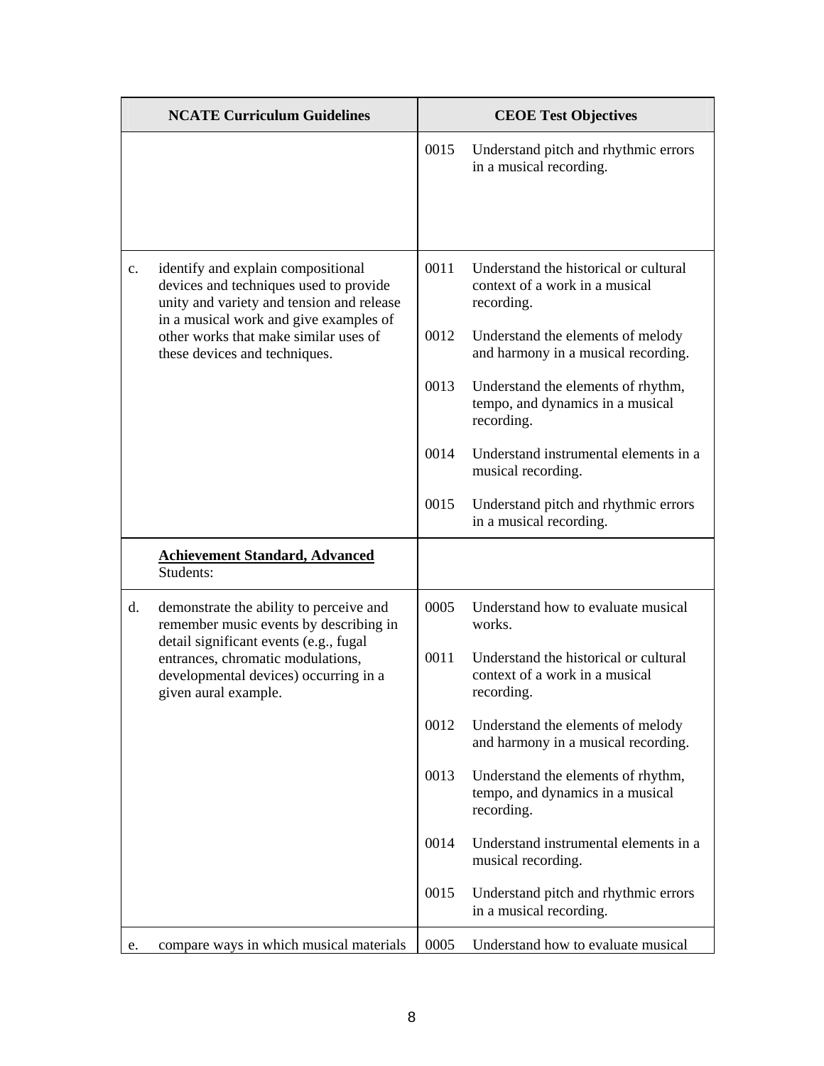| | NCATE Curriculum Guidelines | CEOE Test Objectives | |
|---|---|---|---|
| | | 0015 | Understand pitch and rhythmic errors in a musical recording. |
| c. | identify and explain compositional devices and techniques used to provide unity and variety and tension and release in a musical work and give examples of other works that make similar uses of these devices and techniques. | 0011 | Understand the historical or cultural context of a work in a musical recording. |
| | | 0012 | Understand the elements of melody and harmony in a musical recording. |
| | | 0013 | Understand the elements of rhythm, tempo, and dynamics in a musical recording. |
| | | 0014 | Understand instrumental elements in a musical recording. |
| | | 0015 | Understand pitch and rhythmic errors in a musical recording. |
| | **<u>Achievement Standard, Advanced</u>** Students: | | |
| d. | demonstrate the ability to perceive and remember music events by describing in detail significant events (e.g., fugal entrances, chromatic modulations, developmental devices) occurring in a given aural example. | 0005 | Understand how to evaluate musical works. |
| | | 0011 | Understand the historical or cultural context of a work in a musical recording. |
| | | 0012 | Understand the elements of melody and harmony in a musical recording. |
| | | 0013 | Understand the elements of rhythm, tempo, and dynamics in a musical recording. |
| | | 0014 | Understand instrumental elements in a musical recording. |
| | | 0015 | Understand pitch and rhythmic errors in a musical recording. |
| e. | compare ways in which musical materials | 0005 | Understand how to evaluate musical |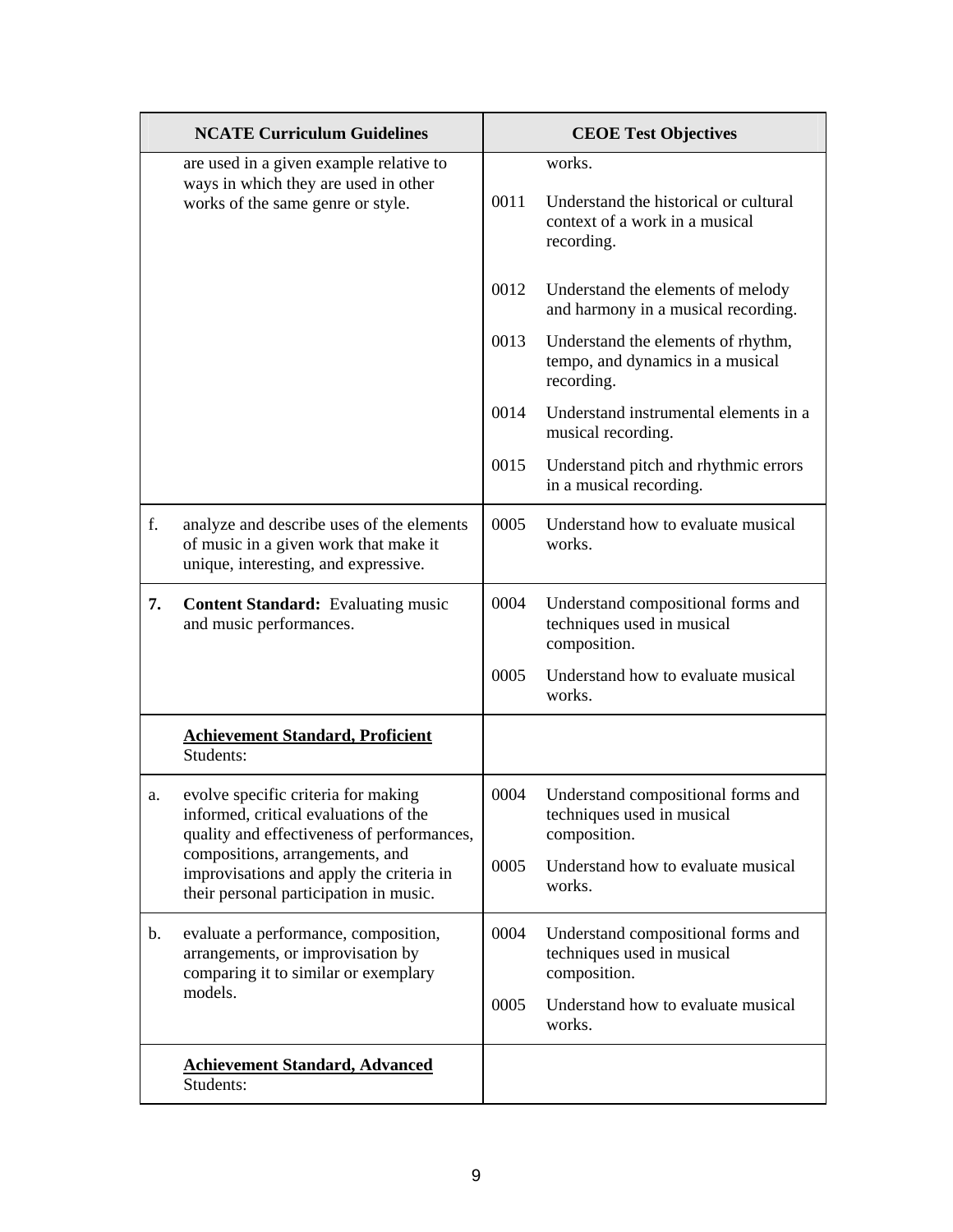| | NCATE Curriculum Guidelines | | CEOE Test Objectives |
|---|---|---|---|
| | are used in a given example relative to ways in which they are used in other works of the same genre or style. | | works. |
| | | 0011 | Understand the historical or cultural context of a work in a musical recording. |
| | | 0012 | Understand the elements of melody and harmony in a musical recording. |
| | | 0013 | Understand the elements of rhythm, tempo, and dynamics in a musical recording. |
| | | 0014 | Understand instrumental elements in a musical recording. |
| | | 0015 | Understand pitch and rhythmic errors in a musical recording. |
| f. | analyze and describe uses of the elements of music in a given work that make it unique, interesting, and expressive. | 0005 | Understand how to evaluate musical works. |
| **7.** | **Content Standard:** Evaluating music and music performances. | 0004 | Understand compositional forms and techniques used in musical composition. |
| | | 0005 | Understand how to evaluate musical works. |
| | **Achievement Standard, Proficient** Students: | | |
| a. | evolve specific criteria for making informed, critical evaluations of the quality and effectiveness of performances, compositions, arrangements, and improvisations and apply the criteria in their personal participation in music. | 0004 | Understand compositional forms and techniques used in musical composition. |
| | | 0005 | Understand how to evaluate musical works. |
| b. | evaluate a performance, composition, arrangements, or improvisation by comparing it to similar or exemplary models. | 0004 | Understand compositional forms and techniques used in musical composition. |
| | | 0005 | Understand how to evaluate musical works. |
| | **Achievement Standard, Advanced** Students: | | |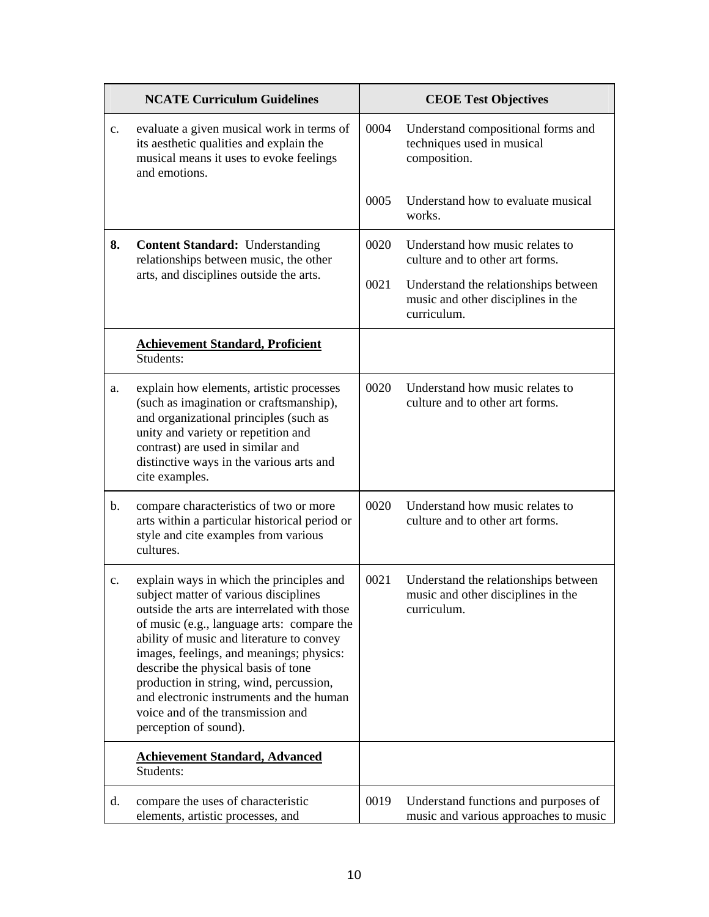| | NCATE Curriculum Guidelines | | CEOE Test Objectives |
|---|---|---|---|
| c. | evaluate a given musical work in terms of its aesthetic qualities and explain the musical means it uses to evoke feelings and emotions. | 0004<br><br>0005 | Understand compositional forms and techniques used in musical composition.<br><br>Understand how to evaluate musical works. |
| **8.** | **Content Standard:** Understanding relationships between music, the other arts, and disciplines outside the arts. | 0020<br><br>0021 | Understand how music relates to culture and to other art forms.<br><br>Understand the relationships between music and other disciplines in the curriculum. |
| | **Achievement Standard, Proficient**<br>Students: | | |
| a. | explain how elements, artistic processes (such as imagination or craftsmanship), and organizational principles (such as unity and variety or repetition and contrast) are used in similar and distinctive ways in the various arts and cite examples. | 0020 | Understand how music relates to culture and to other art forms. |
| b. | compare characteristics of two or more arts within a particular historical period or style and cite examples from various cultures. | 0020 | Understand how music relates to culture and to other art forms. |
| c. | explain ways in which the principles and subject matter of various disciplines outside the arts are interrelated with those of music (e.g., language arts: compare the ability of music and literature to convey images, feelings, and meanings; physics: describe the physical basis of tone production in string, wind, percussion, and electronic instruments and the human voice and of the transmission and perception of sound). | 0021 | Understand the relationships between music and other disciplines in the curriculum. |
| | **Achievement Standard, Advanced**<br>Students: | | |
| d. | compare the uses of characteristic elements, artistic processes, and | 0019 | Understand functions and purposes of music and various approaches to music |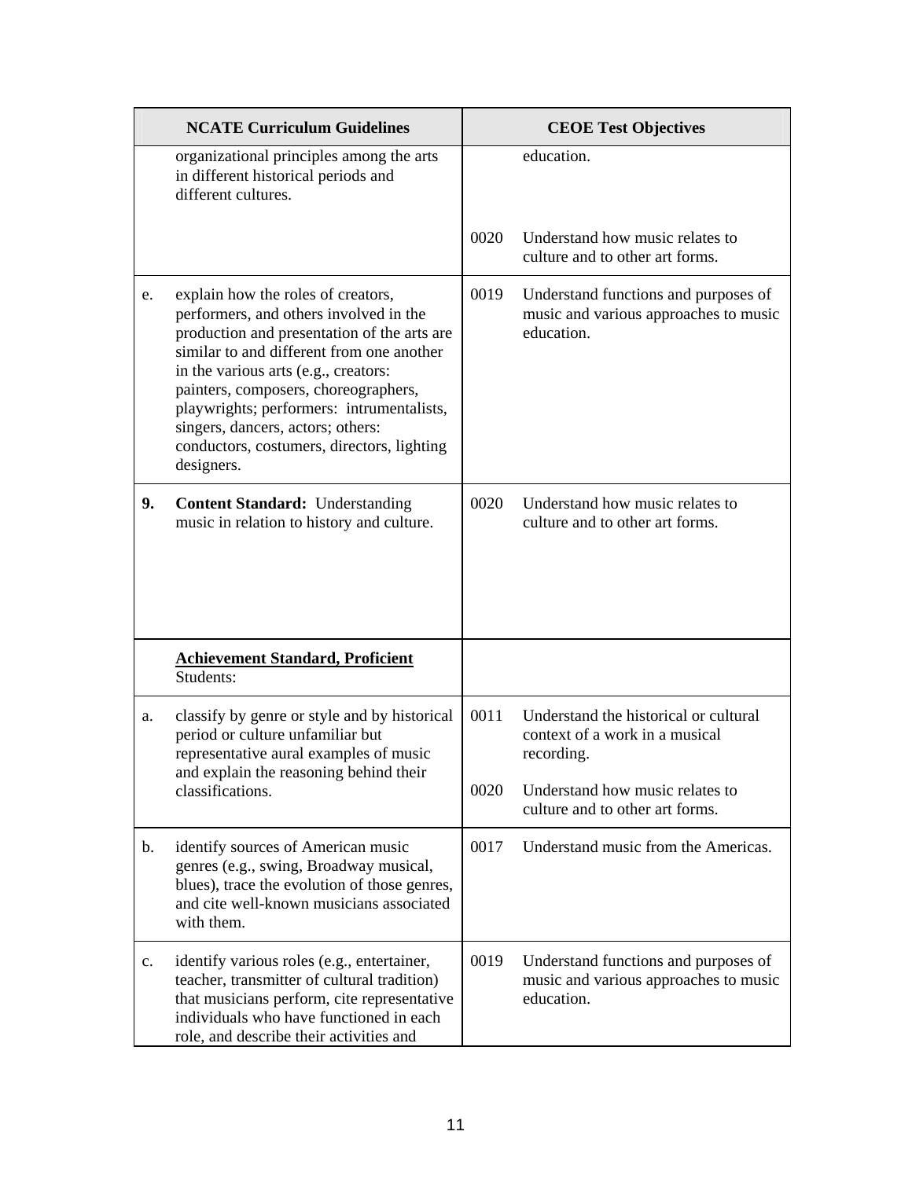| | NCATE Curriculum Guidelines | | CEOE Test Objectives |
|---|---|---|---|
| | organizational principles among the arts in different historical periods and different cultures. | | education. |
| | | 0020 | Understand how music relates to culture and to other art forms. |
| e. | explain how the roles of creators, performers, and others involved in the production and presentation of the arts are similar to and different from one another in the various arts (e.g., creators: painters, composers, choreographers, playwrights; performers: intrumentalists, singers, dancers, actors; others: conductors, costumers, directors, lighting designers. | 0019 | Understand functions and purposes of music and various approaches to music education. |
| **9.** | **Content Standard:** Understanding music in relation to history and culture. | 0020 | Understand how music relates to culture and to other art forms. |
| | **Achievement Standard, Proficient** Students: | | |
| a. | classify by genre or style and by historical period or culture unfamiliar but representative aural examples of music and explain the reasoning behind their classifications. | 0011 | Understand the historical or cultural context of a work in a musical recording. |
| | | 0020 | Understand how music relates to culture and to other art forms. |
| b. | identify sources of American music genres (e.g., swing, Broadway musical, blues), trace the evolution of those genres, and cite well-known musicians associated with them. | 0017 | Understand music from the Americas. |
| c. | identify various roles (e.g., entertainer, teacher, transmitter of cultural tradition) that musicians perform, cite representative individuals who have functioned in each role, and describe their activities and | 0019 | Understand functions and purposes of music and various approaches to music education. |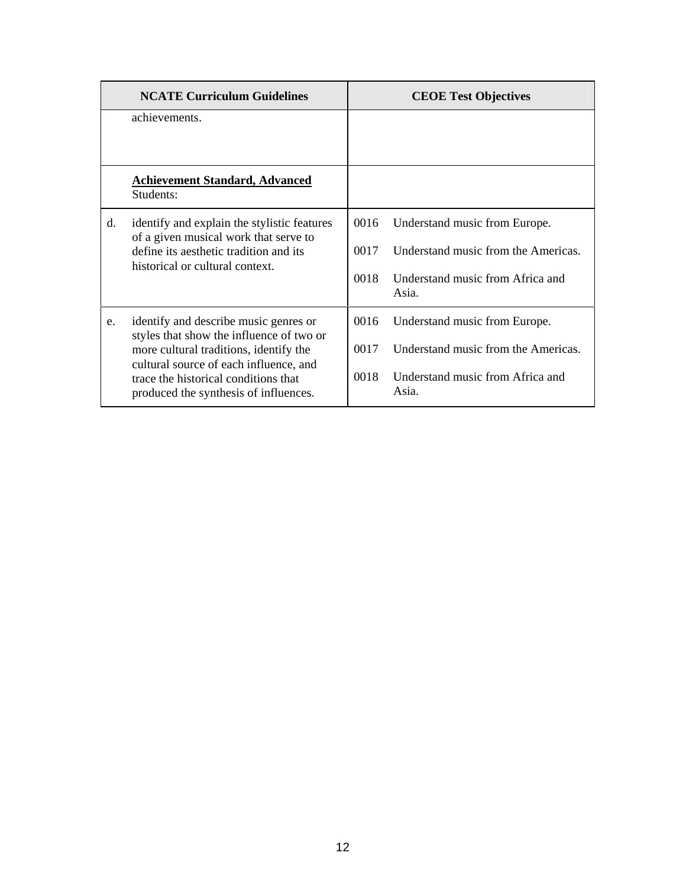| NCATE Curriculum Guidelines | CEOE Test Objectives |
|---|---|
| achievements. | |
| **Achievement Standard, Advanced** Students: | |
| d. identify and explain the stylistic features of a given musical work that serve to define its aesthetic tradition and its historical or cultural context. | 0016 Understand music from Europe.<br>0017 Understand music from the Americas.<br>0018 Understand music from Africa and Asia. |
| e. identify and describe music genres or styles that show the influence of two or more cultural traditions, identify the cultural source of each influence, and trace the historical conditions that produced the synthesis of influences. | 0016 Understand music from Europe.<br>0017 Understand music from the Americas.<br>0018 Understand music from Africa and Asia. |